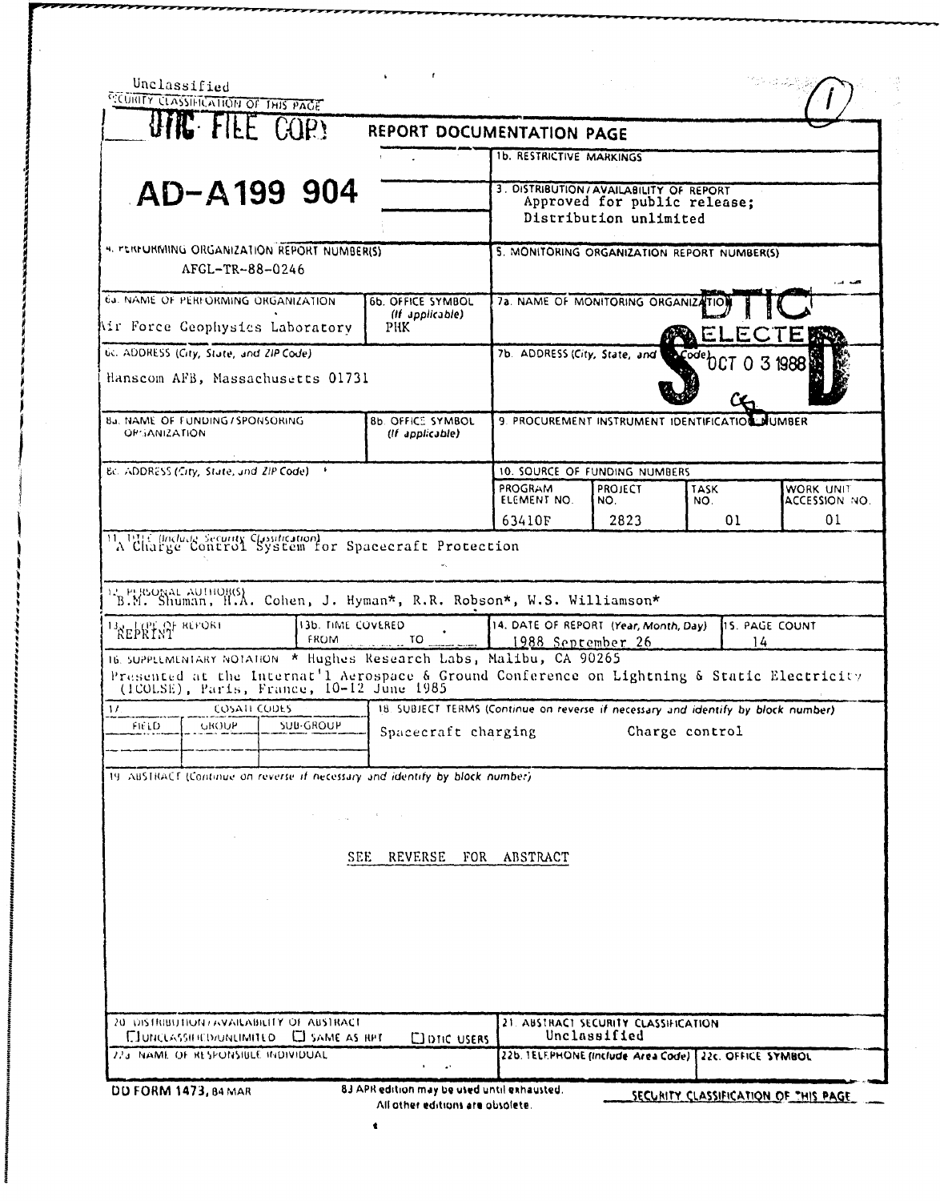Unclassified

SECURITY CLASSIFICATION OF THIS PAGE

DTIC FILE COPY

# REPORT DOCUMENTATION PAGE

**AD-A199 904**

| | |
|---|---|
| 1b. RESTRICTIVE MARKINGS | |
| 3. DISTRIBUTION/AVAILABILITY OF REPORT | Approved for public release; Distribution unlimited |
| 4. PERFORMING ORGANIZATION REPORT NUMBER(S) | AFGL-TR-88-0246 |
| 5. MONITORING ORGANIZATION REPORT NUMBER(S) | |
| 6a. NAME OF PERFORMING ORGANIZATION | Air Force Geophysics Laboratory |
| 6b. OFFICE SYMBOL (If applicable) | PHK |
| 7a. NAME OF MONITORING ORGANIZATION | |
| 6c. ADDRESS (City, State, and ZIP Code) | Hanscom AFB, Massachusetts 01731 |
| 7b. ADDRESS (City, State, and ZIP Code) | |
| 8a. NAME OF FUNDING/SPONSORING ORGANIZATION | |
| 8b. OFFICE SYMBOL (If applicable) | |
| 9. PROCUREMENT INSTRUMENT IDENTIFICATION NUMBER | |
| 8c. ADDRESS (City, State, and ZIP Code) | |

10. SOURCE OF FUNDING NUMBERS

| PROGRAM ELEMENT NO. | PROJECT NO. | TASK NO. | WORK UNIT ACCESSION NO. |
|---|---|---|---|
| 63410F | 2823 | 01 | 01 |

11. TITLE (Include Security Classification)
A Charge Control System for Spacecraft Protection

12. PERSONAL AUTHOR(S)
B.M. Shuman, H.A. Cohen, J. Hyman*, R.R. Robson*, W.S. Williamson*

| 13a. TYPE OF REPORT | 13b. TIME COVERED | 14. DATE OF REPORT (Year, Month, Day) | 15. PAGE COUNT |
|---|---|---|---|
| REPRINT | FROM ______ TO ______ | 1988 September 26 | 14 |

16. SUPPLEMENTARY NOTATION * Hughes Research Labs, Malibu, CA 90265
Presented at the Internat'l Aerospace & Ground Conference on Lightning & Static Electricity (ICOLSE), Paris, France, 10-12 June 1985

| 17. COSATI CODES | | | 18. SUBJECT TERMS (Continue on reverse if necessary and identify by block number) |
|---|---|---|---|
| FIELD | GROUP | SUB-GROUP | Spacecraft charging Charge control |
| | | | |

19. ABSTRACT (Continue on reverse if necessary and identify by block number)

SEE REVERSE FOR ABSTRACT

| | |
|---|---|
| 20. DISTRIBUTION/AVAILABILITY OF ABSTRACT ☐ UNCLASSIFIED/UNLIMITED ☐ SAME AS RPT ☐ DTIC USERS | 21. ABSTRACT SECURITY CLASSIFICATION Unclassified |
| 22a. NAME OF RESPONSIBLE INDIVIDUAL | 22b. TELEPHONE (Include Area Code) / 22c. OFFICE SYMBOL |

DD FORM 1473, 84 MAR — 83 APR edition may be used until exhausted. All other editions are obsolete.

SECURITY CLASSIFICATION OF THIS PAGE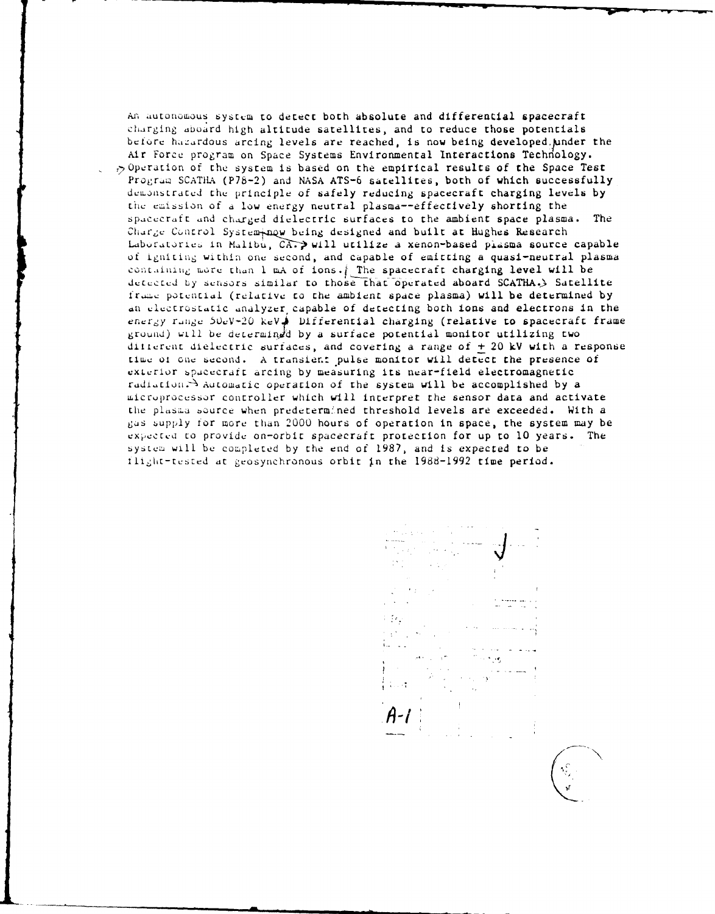An autonomous system to detect both absolute and differential spacecraft charging aboard high altitude satellites, and to reduce those potentials before hazardous arcing levels are reached, is now being developed under the Air Force program on Space Systems Environmental Interactions Technology. Operation of the system is based on the empirical results of the Space Test Program SCATHA (P78-2) and NASA ATS-6 satellites, both of which successfully demonstrated the principle of safely reducing spacecraft charging levels by the emission of a low energy neutral plasma--effectively shorting the spacecraft and charged dielectric surfaces to the ambient space plasma. The Charge Control System, now being designed and built at Hughes Research Laboratories in Malibu, CA., will utilize a xenon-based plasma source capable of igniting within one second, and capable of emitting a quasi-neutral plasma containing more than 1 mA of ions. The spacecraft charging level will be detected by sensors similar to those that operated aboard SCATHA. Satellite frame potential (relative to the ambient space plasma) will be determined by an electrostatic analyzer capable of detecting both ions and electrons in the energy range 50eV-20 keV. Differential charging (relative to spacecraft frame ground) will be determined by a surface potential monitor utilizing two different dielectric surfaces, and covering a range of $\pm$ 20 kV with a response time of one second. A transient pulse monitor will detect the presence of exterior spacecraft arcing by measuring its near-field electromagnetic radiation. Automatic operation of the system will be accomplished by a microprocessor controller which will interpret the sensor data and activate the plasma source when predetermined threshold levels are exceeded. With a gas supply for more than 2000 hours of operation in space, the system may be expected to provide on-orbit spacecraft protection for up to 10 years. The system will be completed by the end of 1987, and is expected to be flight-tested at geosynchronous orbit in the 1988-1992 time period.

A-1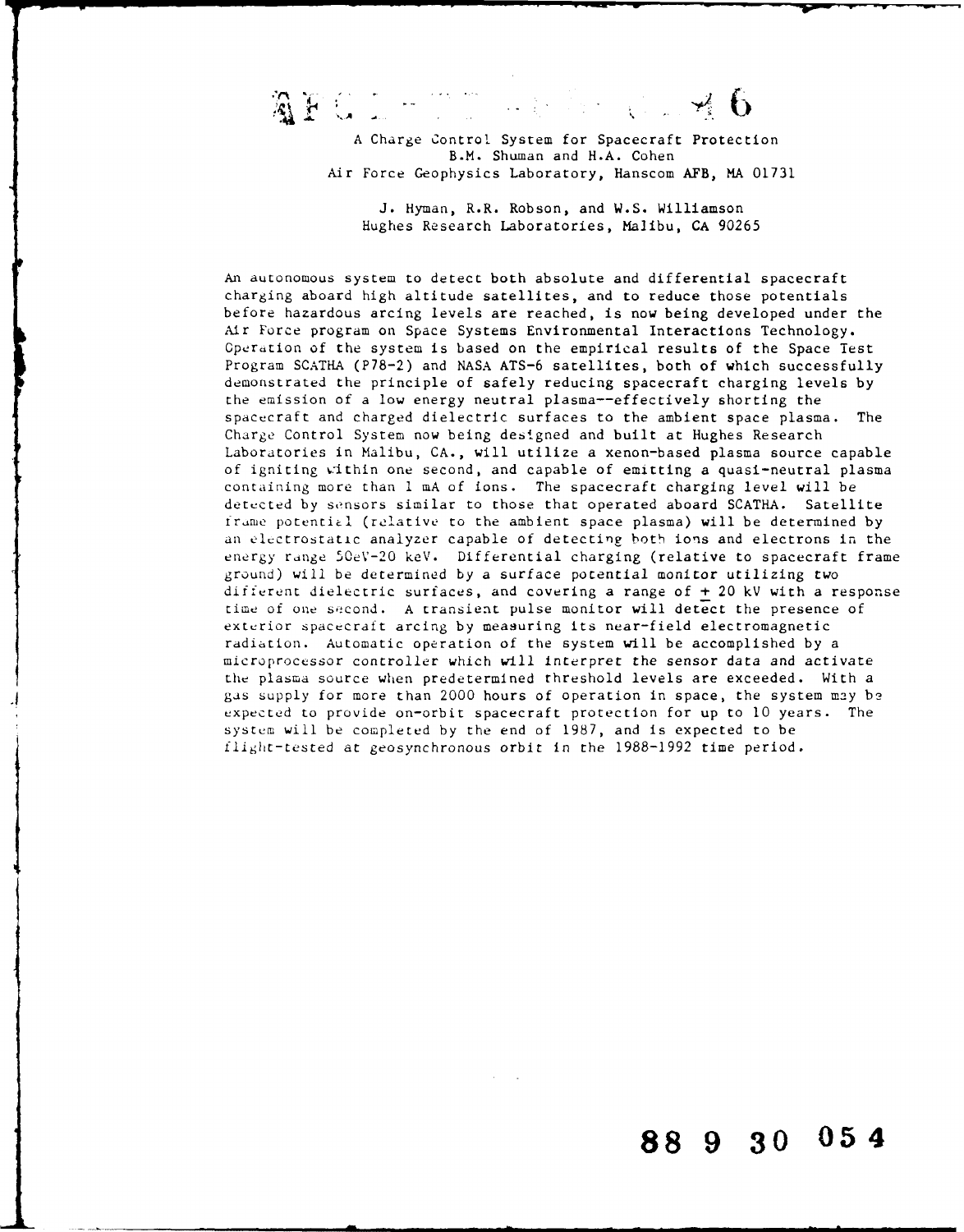# A Charge Control System for Spacecraft Protection

B.M. Shuman and H.A. Cohen
Air Force Geophysics Laboratory, Hanscom AFB, MA 01731

J. Hyman, R.R. Robson, and W.S. Williamson
Hughes Research Laboratories, Malibu, CA 90265

An autonomous system to detect both absolute and differential spacecraft charging aboard high altitude satellites, and to reduce those potentials before hazardous arcing levels are reached, is now being developed under the Air Force program on Space Systems Environmental Interactions Technology. Operation of the system is based on the empirical results of the Space Test Program SCATHA (P78-2) and NASA ATS-6 satellites, both of which successfully demonstrated the principle of safely reducing spacecraft charging levels by the emission of a low energy neutral plasma--effectively shorting the spacecraft and charged dielectric surfaces to the ambient space plasma. The Charge Control System now being designed and built at Hughes Research Laboratories in Malibu, CA., will utilize a xenon-based plasma source capable of igniting within one second, and capable of emitting a quasi-neutral plasma containing more than 1 mA of ions. The spacecraft charging level will be detected by sensors similar to those that operated aboard SCATHA. Satellite frame potential (relative to the ambient space plasma) will be determined by an electrostatic analyzer capable of detecting both ions and electrons in the energy range 50eV-20 keV. Differential charging (relative to spacecraft frame ground) will be determined by a surface potential monitor utilizing two different dielectric surfaces, and covering a range of ± 20 kV with a response time of one second. A transient pulse monitor will detect the presence of exterior spacecraft arcing by measuring its near-field electromagnetic radiation. Automatic operation of the system will be accomplished by a microprocessor controller which will interpret the sensor data and activate the plasma source when predetermined threshold levels are exceeded. With a gas supply for more than 2000 hours of operation in space, the system may be expected to provide on-orbit spacecraft protection for up to 10 years. The system will be completed by the end of 1987, and is expected to be flight-tested at geosynchronous orbit in the 1988-1992 time period.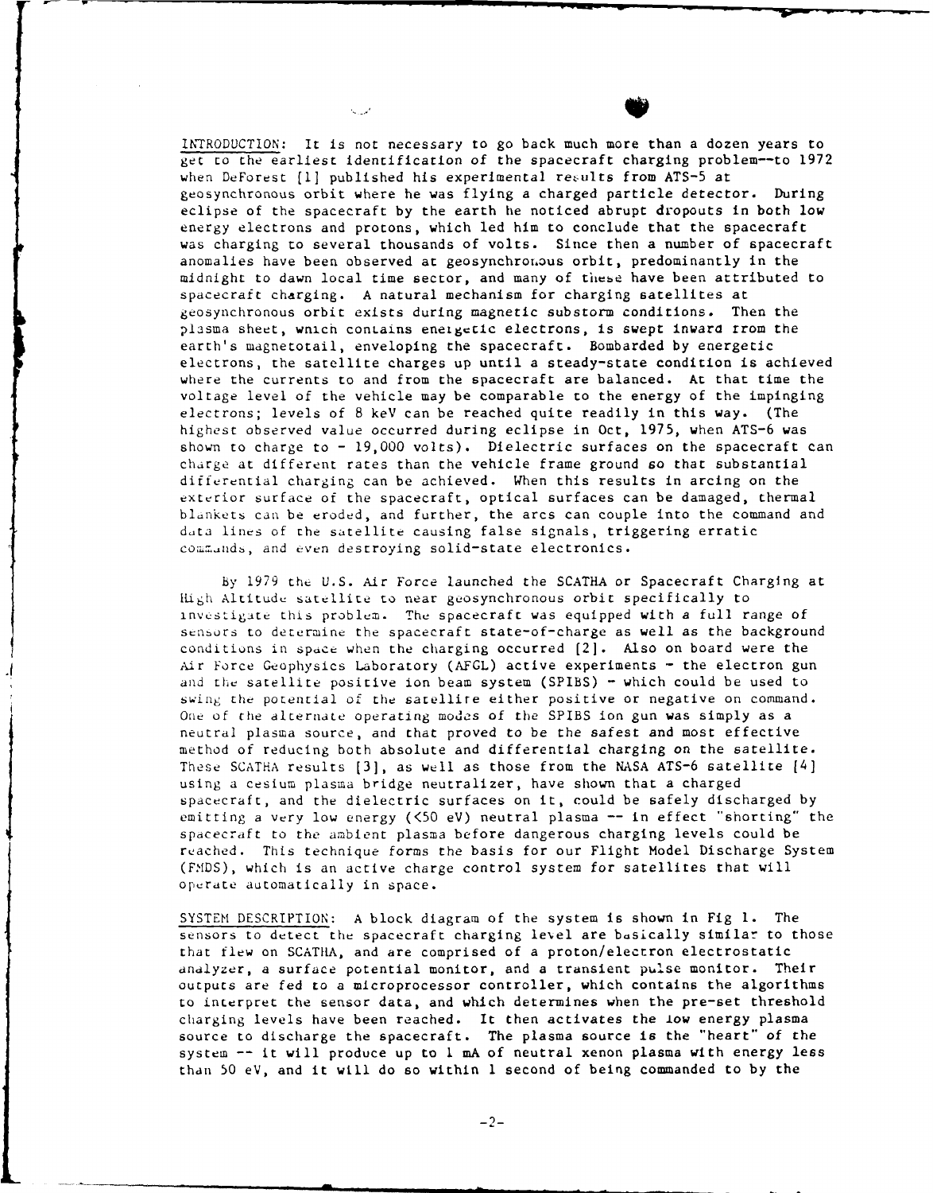INTRODUCTION: It is not necessary to go back much more than a dozen years to get to the earliest identification of the spacecraft charging problem--to 1972 when DeForest [1] published his experimental results from ATS-5 at geosynchronous orbit where he was flying a charged particle detector. During eclipse of the spacecraft by the earth he noticed abrupt dropouts in both low energy electrons and protons, which led him to conclude that the spacecraft was charging to several thousands of volts. Since then a number of spacecraft anomalies have been observed at geosynchronous orbit, predominantly in the midnight to dawn local time sector, and many of these have been attributed to spacecraft charging. A natural mechanism for charging satellites at geosynchronous orbit exists during magnetic substorm conditions. Then the plasma sheet, which contains energetic electrons, is swept inward from the earth's magnetotail, enveloping the spacecraft. Bombarded by energetic electrons, the satellite charges up until a steady-state condition is achieved where the currents to and from the spacecraft are balanced. At that time the voltage level of the vehicle may be comparable to the energy of the impinging electrons; levels of 8 keV can be reached quite readily in this way. (The highest observed value occurred during eclipse in Oct, 1975, when ATS-6 was shown to charge to - 19,000 volts). Dielectric surfaces on the spacecraft can charge at different rates than the vehicle frame ground so that substantial differential charging can be achieved. When this results in arcing on the exterior surface of the spacecraft, optical surfaces can be damaged, thermal blankets can be eroded, and further, the arcs can couple into the command and data lines of the satellite causing false signals, triggering erratic commands, and even destroying solid-state electronics.

By 1979 the U.S. Air Force launched the SCATHA or Spacecraft Charging at High Altitude satellite to near geosynchronous orbit specifically to investigate this problem. The spacecraft was equipped with a full range of sensors to determine the spacecraft state-of-charge as well as the background conditions in space when the charging occurred [2]. Also on board were the Air Force Geophysics Laboratory (AFGL) active experiments - the electron gun and the satellite positive ion beam system (SPIBS) - which could be used to swing the potential of the satellite either positive or negative on command. One of the alternate operating modes of the SPIBS ion gun was simply as a neutral plasma source, and that proved to be the safest and most effective method of reducing both absolute and differential charging on the satellite. These SCATHA results [3], as well as those from the NASA ATS-6 satellite [4] using a cesium plasma bridge neutralizer, have shown that a charged spacecraft, and the dielectric surfaces on it, could be safely discharged by emitting a very low energy (<50 eV) neutral plasma -- in effect "shorting" the spacecraft to the ambient plasma before dangerous charging levels could be reached. This technique forms the basis for our Flight Model Discharge System (FMDS), which is an active charge control system for satellites that will operate automatically in space.

SYSTEM DESCRIPTION: A block diagram of the system is shown in Fig 1. The sensors to detect the spacecraft charging level are basically similar to those that flew on SCATHA, and are comprised of a proton/electron electrostatic analyzer, a surface potential monitor, and a transient pulse monitor. Their outputs are fed to a microprocessor controller, which contains the algorithms to interpret the sensor data, and which determines when the pre-set threshold charging levels have been reached. It then activates the low energy plasma source to discharge the spacecraft. The plasma source is the "heart" of the system -- it will produce up to 1 mA of neutral xenon plasma with energy less than 50 eV, and it will do so within 1 second of being commanded to by the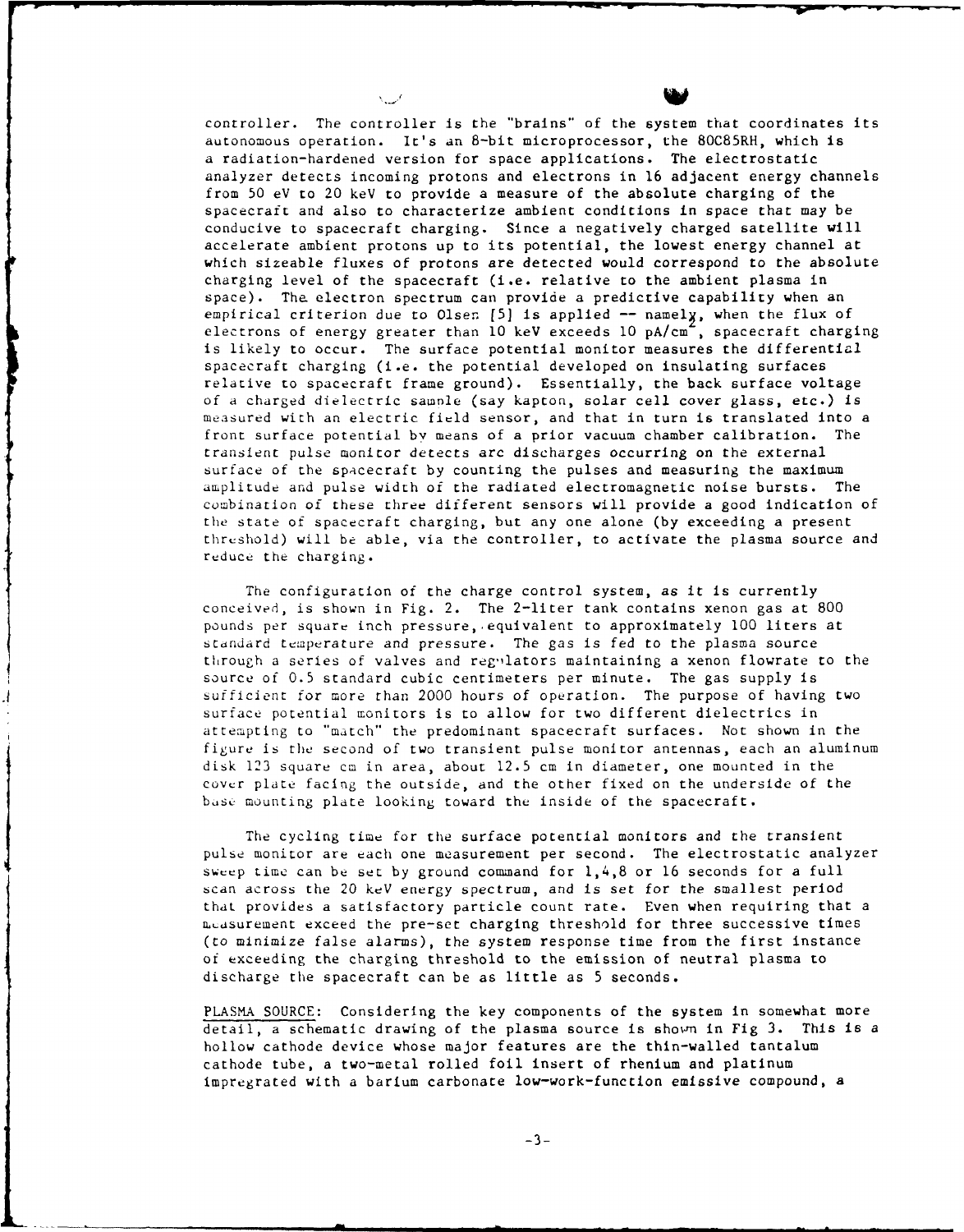controller. The controller is the "brains" of the system that coordinates its autonomous operation. It's an 8-bit microprocessor, the 80C85RH, which is a radiation-hardened version for space applications. The electrostatic analyzer detects incoming protons and electrons in 16 adjacent energy channels from 50 eV to 20 keV to provide a measure of the absolute charging of the spacecraft and also to characterize ambient conditions in space that may be conducive to spacecraft charging. Since a negatively charged satellite will accelerate ambient protons up to its potential, the lowest energy channel at which sizeable fluxes of protons are detected would correspond to the absolute charging level of the spacecraft (i.e. relative to the ambient plasma in space). The electron spectrum can provide a predictive capability when an empirical criterion due to Olsen [5] is applied -- namely, when the flux of electrons of energy greater than 10 keV exceeds 10 pA/cm$^2$, spacecraft charging is likely to occur. The surface potential monitor measures the differential spacecraft charging (i.e. the potential developed on insulating surfaces relative to spacecraft frame ground). Essentially, the back surface voltage of a charged dielectric sample (say kapton, solar cell cover glass, etc.) is measured with an electric field sensor, and that in turn is translated into a front surface potential by means of a prior vacuum chamber calibration. The transient pulse monitor detects arc discharges occurring on the external surface of the spacecraft by counting the pulses and measuring the maximum amplitude and pulse width of the radiated electromagnetic noise bursts. The combination of these three different sensors will provide a good indication of the state of spacecraft charging, but any one alone (by exceeding a present threshold) will be able, via the controller, to activate the plasma source and reduce the charging.

The configuration of the charge control system, as it is currently conceived, is shown in Fig. 2. The 2-liter tank contains xenon gas at 800 pounds per square inch pressure, equivalent to approximately 100 liters at standard temperature and pressure. The gas is fed to the plasma source through a series of valves and regulators maintaining a xenon flowrate to the source of 0.5 standard cubic centimeters per minute. The gas supply is sufficient for more than 2000 hours of operation. The purpose of having two surface potential monitors is to allow for two different dielectrics in attempting to "match" the predominant spacecraft surfaces. Not shown in the figure is the second of two transient pulse monitor antennas, each an aluminum disk 123 square cm in area, about 12.5 cm in diameter, one mounted in the cover plate facing the outside, and the other fixed on the underside of the base mounting plate looking toward the inside of the spacecraft.

The cycling time for the surface potential monitors and the transient pulse monitor are each one measurement per second. The electrostatic analyzer sweep time can be set by ground command for 1,4,8 or 16 seconds for a full scan across the 20 keV energy spectrum, and is set for the smallest period that provides a satisfactory particle count rate. Even when requiring that a measurement exceed the pre-set charging threshold for three successive times (to minimize false alarms), the system response time from the first instance of exceeding the charging threshold to the emission of neutral plasma to discharge the spacecraft can be as little as 5 seconds.

PLASMA SOURCE: Considering the key components of the system in somewhat more detail, a schematic drawing of the plasma source is shown in Fig 3. This is a hollow cathode device whose major features are the thin-walled tantalum cathode tube, a two-metal rolled foil insert of rhenium and platinum impregrated with a barium carbonate low-work-function emissive compound, a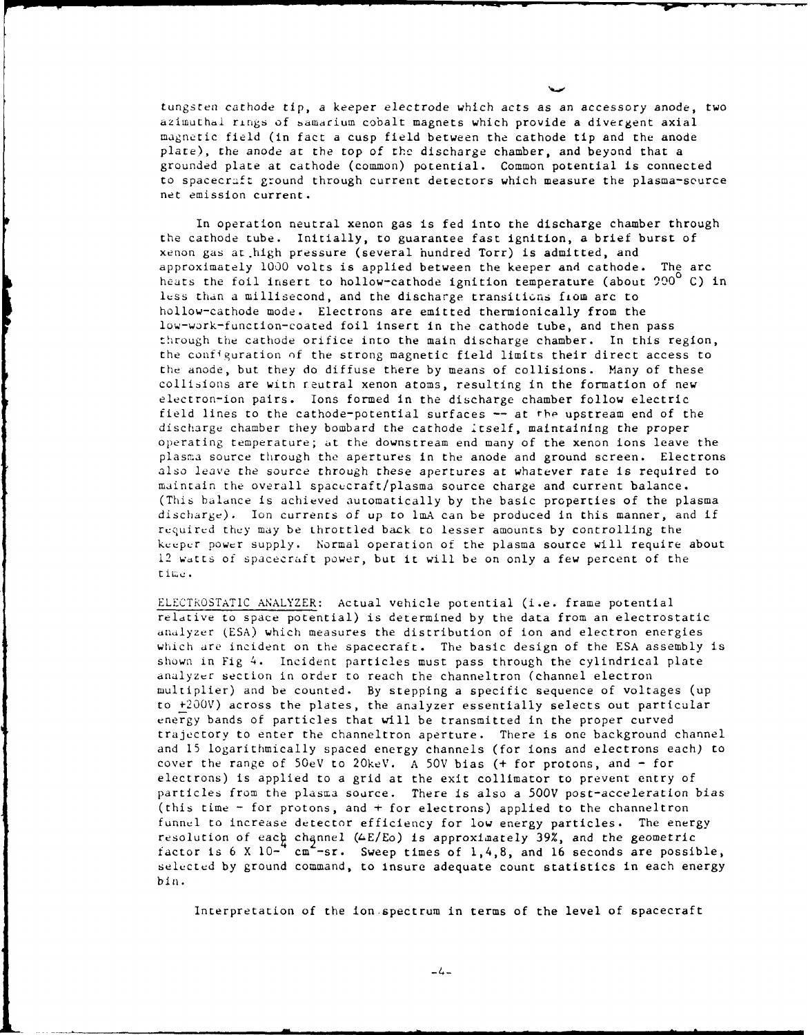tungsten cathode tip, a keeper electrode which acts as an accessory anode, two azimuthal rings of samarium cobalt magnets which provide a divergent axial magnetic field (in fact a cusp field between the cathode tip and the anode plate), the anode at the top of the discharge chamber, and beyond that a grounded plate at cathode (common) potential. Common potential is connected to spacecraft ground through current detectors which measure the plasma-source net emission current.

In operation neutral xenon gas is fed into the discharge chamber through the cathode tube. Initially, to guarantee fast ignition, a brief burst of xenon gas at high pressure (several hundred Torr) is admitted, and approximately 1000 volts is applied between the keeper and cathode. The arc heats the foil insert to hollow-cathode ignition temperature (about 900° C) in less than a millisecond, and the discharge transitions from arc to hollow-cathode mode. Electrons are emitted thermionically from the low-work-function-coated foil insert in the cathode tube, and then pass through the cathode orifice into the main discharge chamber. In this region, the configuration of the strong magnetic field limits their direct access to the anode, but they do diffuse there by means of collisions. Many of these collisions are with neutral xenon atoms, resulting in the formation of new electron-ion pairs. Ions formed in the discharge chamber follow electric field lines to the cathode-potential surfaces -- at the upstream end of the discharge chamber they bombard the cathode itself, maintaining the proper operating temperature; at the downstream end many of the xenon ions leave the plasma source through the apertures in the anode and ground screen. Electrons also leave the source through these apertures at whatever rate is required to maintain the overall spacecraft/plasma source charge and current balance. (This balance is achieved automatically by the basic properties of the plasma discharge). Ion currents of up to 1mA can be produced in this manner, and if required they may be throttled back to lesser amounts by controlling the keeper power supply. Normal operation of the plasma source will require about 12 watts of spacecraft power, but it will be on only a few percent of the time.

ELECTROSTATIC ANALYZER: Actual vehicle potential (i.e. frame potential relative to space potential) is determined by the data from an electrostatic analyzer (ESA) which measures the distribution of ion and electron energies which are incident on the spacecraft. The basic design of the ESA assembly is shown in Fig 4. Incident particles must pass through the cylindrical plate analyzer section in order to reach the channeltron (channel electron multiplier) and be counted. By stepping a specific sequence of voltages (up to ±200V) across the plates, the analyzer essentially selects out particular energy bands of particles that will be transmitted in the proper curved trajectory to enter the channeltron aperture. There is one background channel and 15 logarithmically spaced energy channels (for ions and electrons each) to cover the range of 50eV to 20keV. A 50V bias (+ for protons, and - for electrons) is applied to a grid at the exit collimator to prevent entry of particles from the plasma source. There is also a 500V post-acceleration bias (this time - for protons, and + for electrons) applied to the channeltron funnel to increase detector efficiency for low energy particles. The energy resolution of each channel ($\Delta E/E_o$) is approximately 39%, and the geometric factor is $6 \times 10^{-4}$ $cm^2$-sr. Sweep times of 1,4,8, and 16 seconds are possible, selected by ground command, to insure adequate count statistics in each energy bin.

Interpretation of the ion spectrum in terms of the level of spacecraft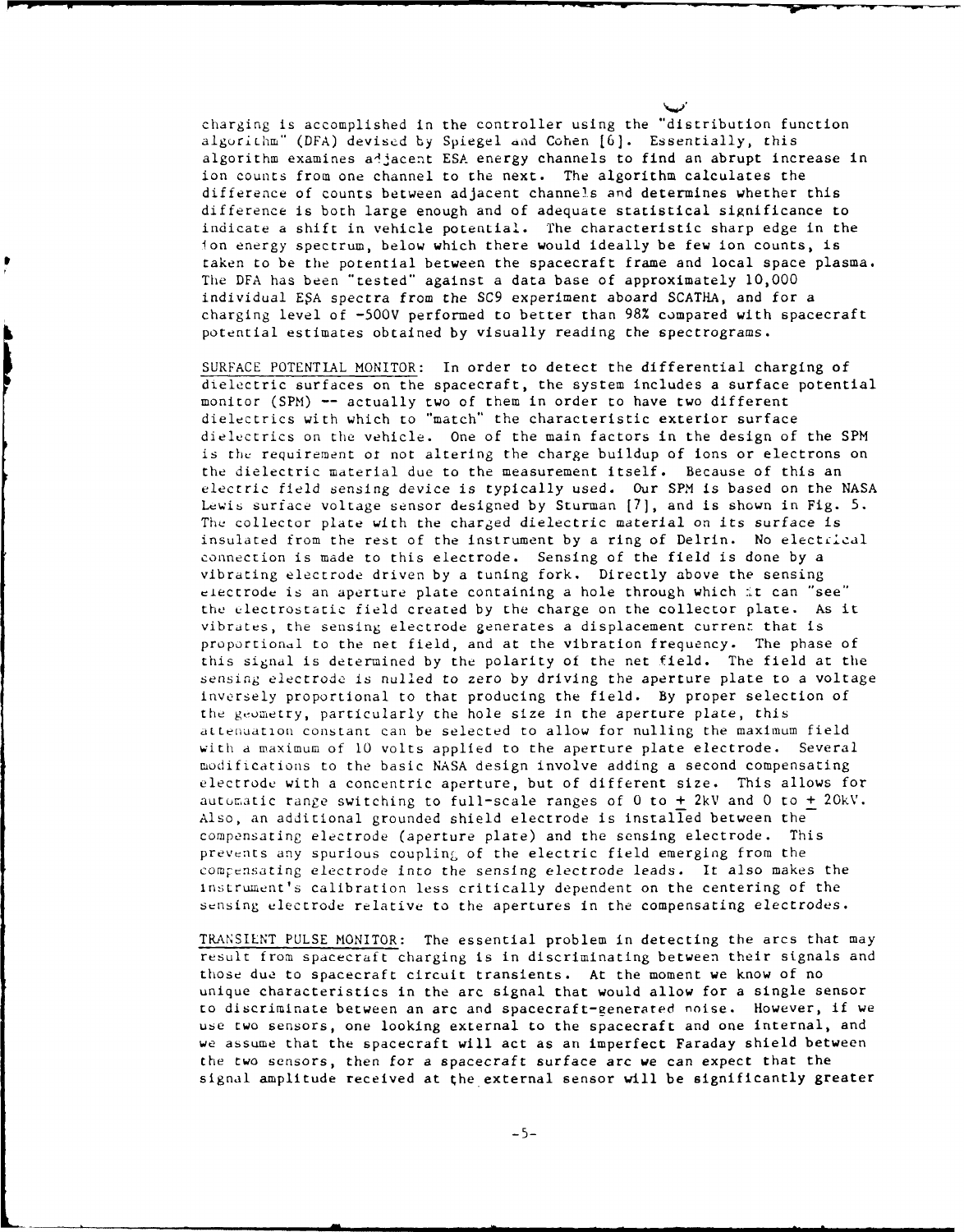charging is accomplished in the controller using the "distribution function algorithm" (DFA) devised by Spiegel and Cohen [6]. Essentially, this algorithm examines adjacent ESA energy channels to find an abrupt increase in ion counts from one channel to the next. The algorithm calculates the difference of counts between adjacent channels and determines whether this difference is both large enough and of adequate statistical significance to indicate a shift in vehicle potential. The characteristic sharp edge in the ion energy spectrum, below which there would ideally be few ion counts, is taken to be the potential between the spacecraft frame and local space plasma. The DFA has been "tested" against a data base of approximately 10,000 individual ESA spectra from the SC9 experiment aboard SCATHA, and for a charging level of -500V performed to better than 98% compared with spacecraft potential estimates obtained by visually reading the spectrograms.

SURFACE POTENTIAL MONITOR: In order to detect the differential charging of dielectric surfaces on the spacecraft, the system includes a surface potential monitor (SPM) -- actually two of them in order to have two different dielectrics with which to "match" the characteristic exterior surface dielectrics on the vehicle. One of the main factors in the design of the SPM is the requirement of not altering the charge buildup of ions or electrons on the dielectric material due to the measurement itself. Because of this an electric field sensing device is typically used. Our SPM is based on the NASA Lewis surface voltage sensor designed by Sturman [7], and is shown in Fig. 5. The collector plate with the charged dielectric material on its surface is insulated from the rest of the instrument by a ring of Delrin. No electrical connection is made to this electrode. Sensing of the field is done by a vibrating electrode driven by a tuning fork. Directly above the sensing electrode is an aperture plate containing a hole through which it can "see" the electrostatic field created by the charge on the collector plate. As it vibrates, the sensing electrode generates a displacement current that is proportional to the net field, and at the vibration frequency. The phase of this signal is determined by the polarity of the net field. The field at the sensing electrode is nulled to zero by driving the aperture plate to a voltage inversely proportional to that producing the field. By proper selection of the geometry, particularly the hole size in the aperture plate, this attenuation constant can be selected to allow for nulling the maximum field with a maximum of 10 volts applied to the aperture plate electrode. Several modifications to the basic NASA design involve adding a second compensating electrode with a concentric aperture, but of different size. This allows for automatic range switching to full-scale ranges of 0 to ± 2kV and 0 to ± 20kV. Also, an additional grounded shield electrode is installed between the compensating electrode (aperture plate) and the sensing electrode. This prevents any spurious coupling of the electric field emerging from the compensating electrode into the sensing electrode leads. It also makes the instrument's calibration less critically dependent on the centering of the sensing electrode relative to the apertures in the compensating electrodes.

TRANSIENT PULSE MONITOR: The essential problem in detecting the arcs that may result from spacecraft charging is in discriminating between their signals and those due to spacecraft circuit transients. At the moment we know of no unique characteristics in the arc signal that would allow for a single sensor to discriminate between an arc and spacecraft-generated noise. However, if we use two sensors, one looking external to the spacecraft and one internal, and we assume that the spacecraft will act as an imperfect Faraday shield between the two sensors, then for a spacecraft surface arc we can expect that the signal amplitude received at the external sensor will be significantly greater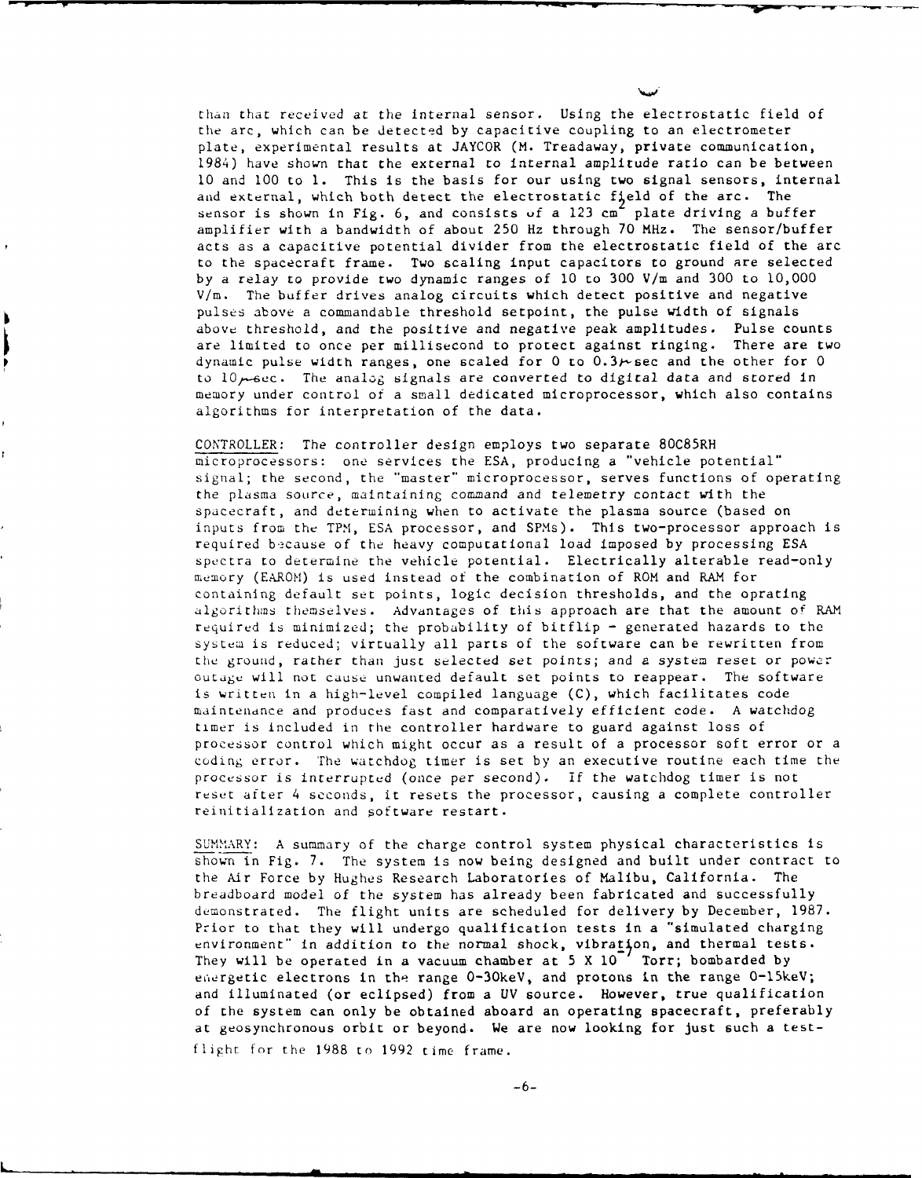than that received at the internal sensor. Using the electrostatic field of the arc, which can be detected by capacitive coupling to an electrometer plate, experimental results at JAYCOR (M. Treadaway, private communication, 1984) have shown that the external to internal amplitude ratio can be between 10 and 100 to 1. This is the basis for our using two signal sensors, internal and external, which both detect the electrostatic field of the arc. The sensor is shown in Fig. 6, and consists of a 123 $cm^2$ plate driving a buffer amplifier with a bandwidth of about 250 Hz through 70 MHz. The sensor/buffer acts as a capacitive potential divider from the electrostatic field of the arc to the spacecraft frame. Two scaling input capacitors to ground are selected by a relay to provide two dynamic ranges of 10 to 300 V/m and 300 to 10,000 V/m. The buffer drives analog circuits which detect positive and negative pulses above a commandable threshold setpoint, the pulse width of signals above threshold, and the positive and negative peak amplitudes. Pulse counts are limited to once per millisecond to protect against ringing. There are two dynamic pulse width ranges, one scaled for 0 to 0.3$\mu$sec and the other for 0 to 10$\mu$sec. The analog signals are converted to digital data and stored in memory under control of a small dedicated microprocessor, which also contains algorithms for interpretation of the data.

CONTROLLER: The controller design employs two separate 80C85RH microprocessors: one services the ESA, producing a "vehicle potential" signal; the second, the "master" microprocessor, serves functions of operating the plasma source, maintaining command and telemetry contact with the spacecraft, and determining when to activate the plasma source (based on inputs from the TPM, ESA processor, and SPMs). This two-processor approach is required because of the heavy computational load imposed by processing ESA spectra to determine the vehicle potential. Electrically alterable read-only memory (EAROM) is used instead of the combination of ROM and RAM for containing default set points, logic decision thresholds, and the oprating algorithms themselves. Advantages of this approach are that the amount of RAM required is minimized; the probability of bitflip - generated hazards to the system is reduced; virtually all parts of the software can be rewritten from the ground, rather than just selected set points; and a system reset or power outage will not cause unwanted default set points to reappear. The software is written in a high-level compiled language (C), which facilitates code maintenance and produces fast and comparatively efficient code. A watchdog timer is included in the controller hardware to guard against loss of processor control which might occur as a result of a processor soft error or a coding error. The watchdog timer is set by an executive routine each time the processor is interrupted (once per second). If the watchdog timer is not reset after 4 seconds, it resets the processor, causing a complete controller reinitialization and software restart.

SUMMARY: A summary of the charge control system physical characteristics is shown in Fig. 7. The system is now being designed and built under contract to the Air Force by Hughes Research Laboratories of Malibu, California. The breadboard model of the system has already been fabricated and successfully demonstrated. The flight units are scheduled for delivery by December, 1987. Prior to that they will undergo qualification tests in a "simulated charging environment" in addition to the normal shock, vibration, and thermal tests. They will be operated in a vacuum chamber at $5 \times 10^{-7}$ Torr; bombarded by energetic electrons in the range 0-30keV, and protons in the range 0-15keV; and illuminated (or eclipsed) from a UV source. However, true qualification of the system can only be obtained aboard an operating spacecraft, preferably at geosynchronous orbit or beyond. We are now looking for just such a test-flight for the 1988 to 1992 time frame.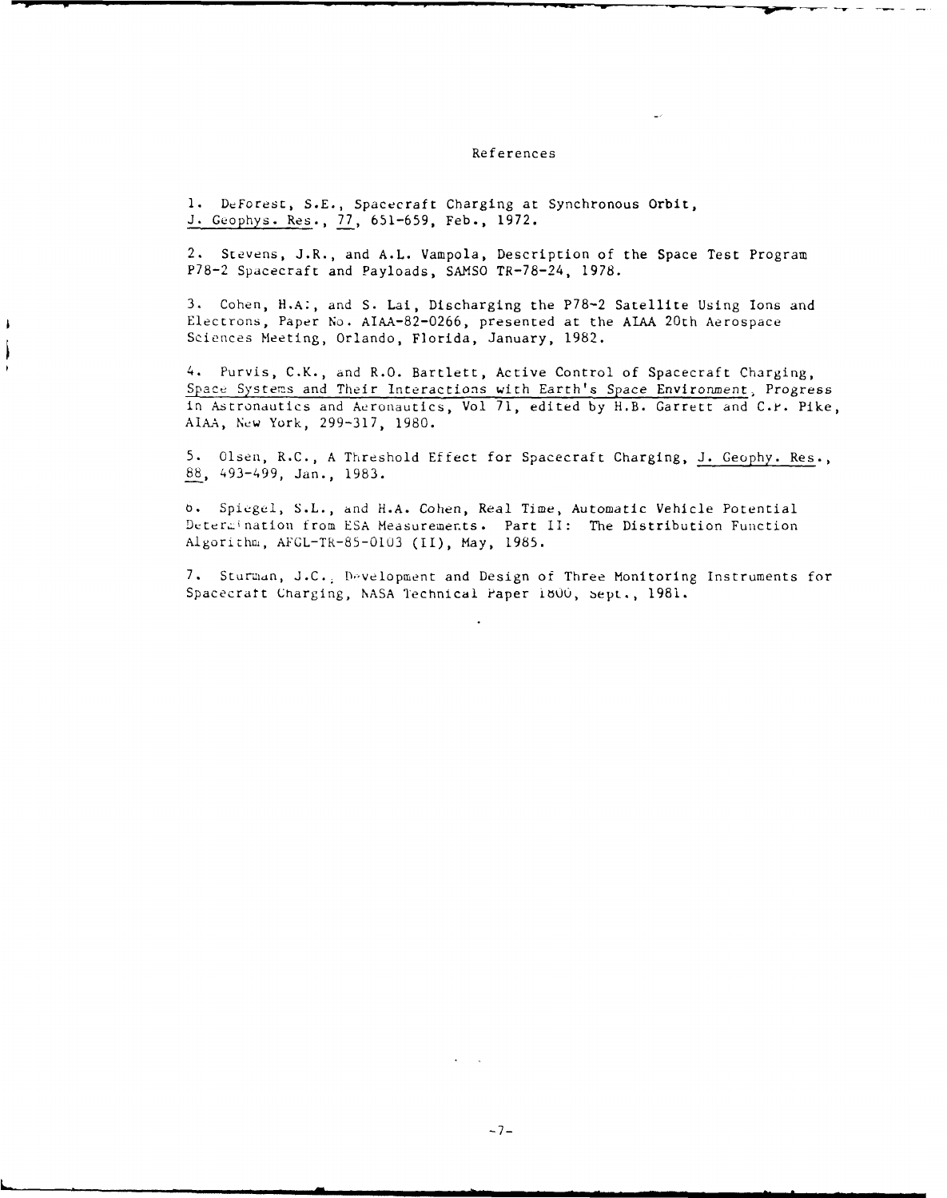# References

1. DeForest, S.E., Spacecraft Charging at Synchronous Orbit, J. Geophys. Res., 77, 651-659, Feb., 1972.

2. Stevens, J.R., and A.L. Vampola, Description of the Space Test Program P78-2 Spacecraft and Payloads, SAMSO TR-78-24, 1978.

3. Cohen, H.A., and S. Lai, Discharging the P78-2 Satellite Using Ions and Electrons, Paper No. AIAA-82-0266, presented at the AIAA 20th Aerospace Sciences Meeting, Orlando, Florida, January, 1982.

4. Purvis, C.K., and R.O. Bartlett, Active Control of Spacecraft Charging, Space Systems and Their Interactions with Earth's Space Environment, Progress in Astronautics and Aeronautics, Vol 71, edited by H.B. Garrett and C.P. Pike, AIAA, New York, 299-317, 1980.

5. Olsen, R.C., A Threshold Effect for Spacecraft Charging, J. Geophy. Res., 88, 493-499, Jan., 1983.

6. Spiegel, S.L., and H.A. Cohen, Real Time, Automatic Vehicle Potential Determination from ESA Measurements. Part II: The Distribution Function Algorithm, AFGL-TR-85-0103 (II), May, 1985.

7. Sturman, J.C., Development and Design of Three Monitoring Instruments for Spacecraft Charging, NASA Technical Paper 1800, Sept., 1981.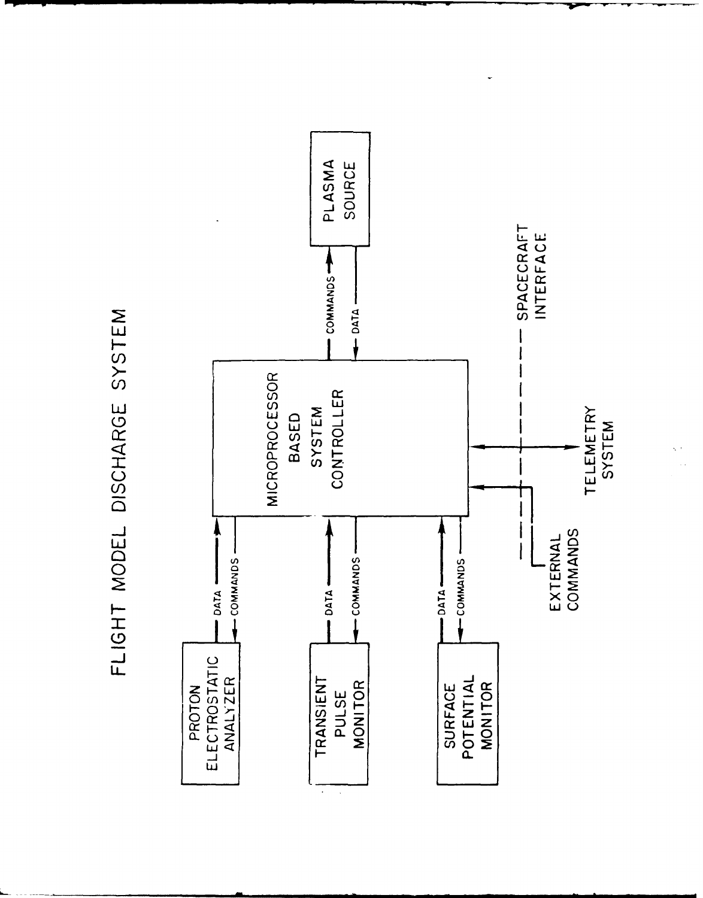# FLIGHT MODEL DISCHARGE SYSTEM

PROTON ELECTROSTATIC ANALYZER

TRANSIENT PULSE MONITOR

SURFACE POTENTIAL MONITOR

DATA

COMMANDS

MICROPROCESSOR BASED SYSTEM CONTROLLER

PLASMA SOURCE

SPACECRAFT INTERFACE

TELEMETRY SYSTEM

EXTERNAL COMMANDS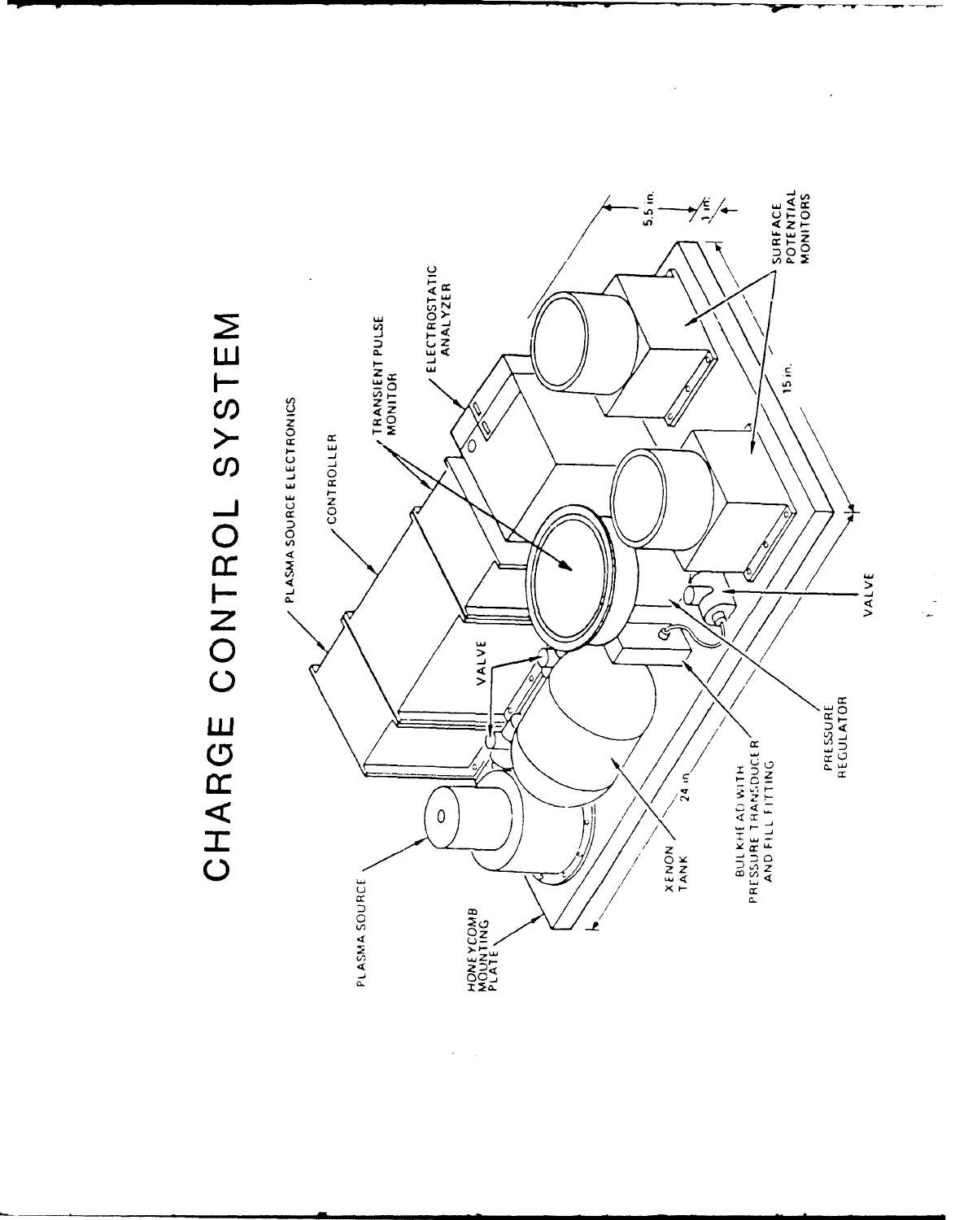# CHARGE CONTROL SYSTEM

PLASMA SOURCE ELECTRONICS

CONTROLLER

TRANSIENT PULSE MONITOR

ELECTROSTATIC ANALYZER

PLASMA SOURCE

HONEYCOMB MOUNTING PLATE

VALVE

XENON TANK

24 in.

BULKHEAD WITH PRESSURE TRANSDUCER AND FILL FITTING

PRESSURE REGULATOR

VALVE

15 in.

SURFACE POTENTIAL MONITORS

5.5 in.

1 in.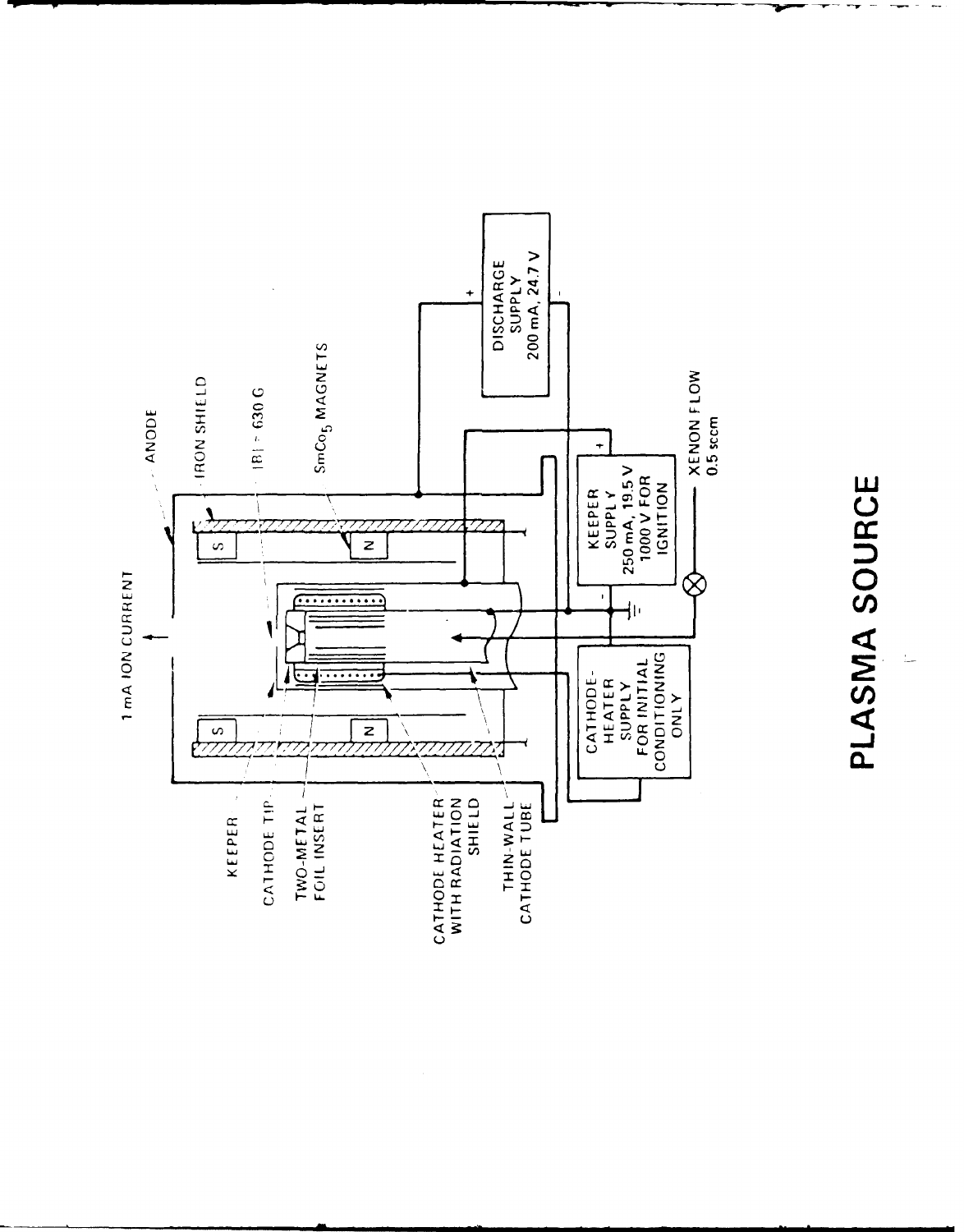# PLASMA SOURCE

1 mA ION CURRENT

ANODE

IRON SHIELD

|B| ~ 630 G

$SmCo_5$ MAGNETS

KEEPER

CATHODE TIP

TWO-METAL FOIL INSERT

CATHODE HEATER WITH RADIATION SHIELD

THIN-WALL CATHODE TUBE

S

N

S

N

DISCHARGE SUPPLY 200 mA, 24.7 V

KEEPER SUPPLY 250 mA, 19.5 V 1000 V FOR IGNITION

CATHODE-HEATER SUPPLY FOR INITIAL CONDITIONING ONLY

XENON FLOW 0.5 sccm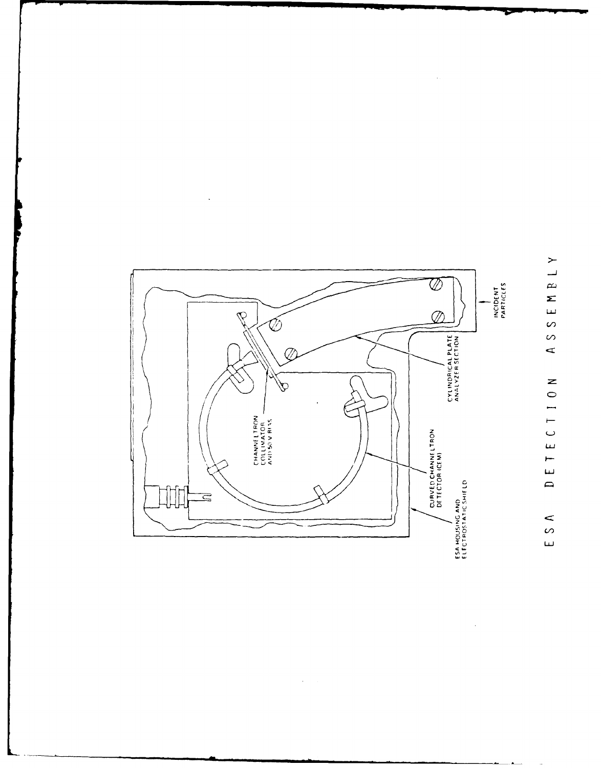INCIDENT PARTICLES

CYLINDRICAL PLATE ANALYZER SECTION

CHANNELTRON COLLIMATOR AND 50 V BIAS

CURVED CHANNELTRON DETECTOR (CEM)

ESA HOUSING AND ELECTROSTATIC SHIELD

E S A   D E T E C T I O N   A S S E M B L Y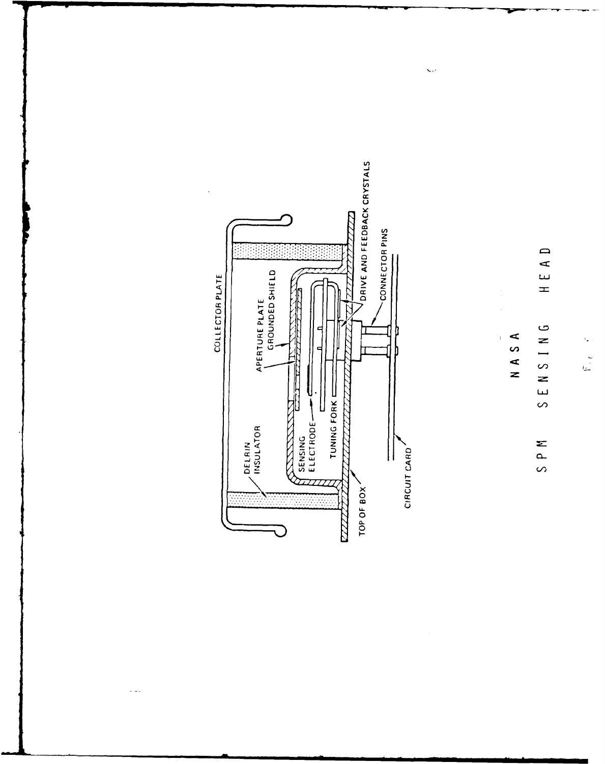COLLECTOR PLATE

APERTURE PLATE

GROUNDED SHIELD

DRIVE AND FEEDBACK CRYSTALS

DELRIN INSULATOR

SENSING ELECTRODE

TUNING FORK

CONNECTOR PINS

TOP OF BOX

CIRCUIT CARD

NASA SPM SENSING HEAD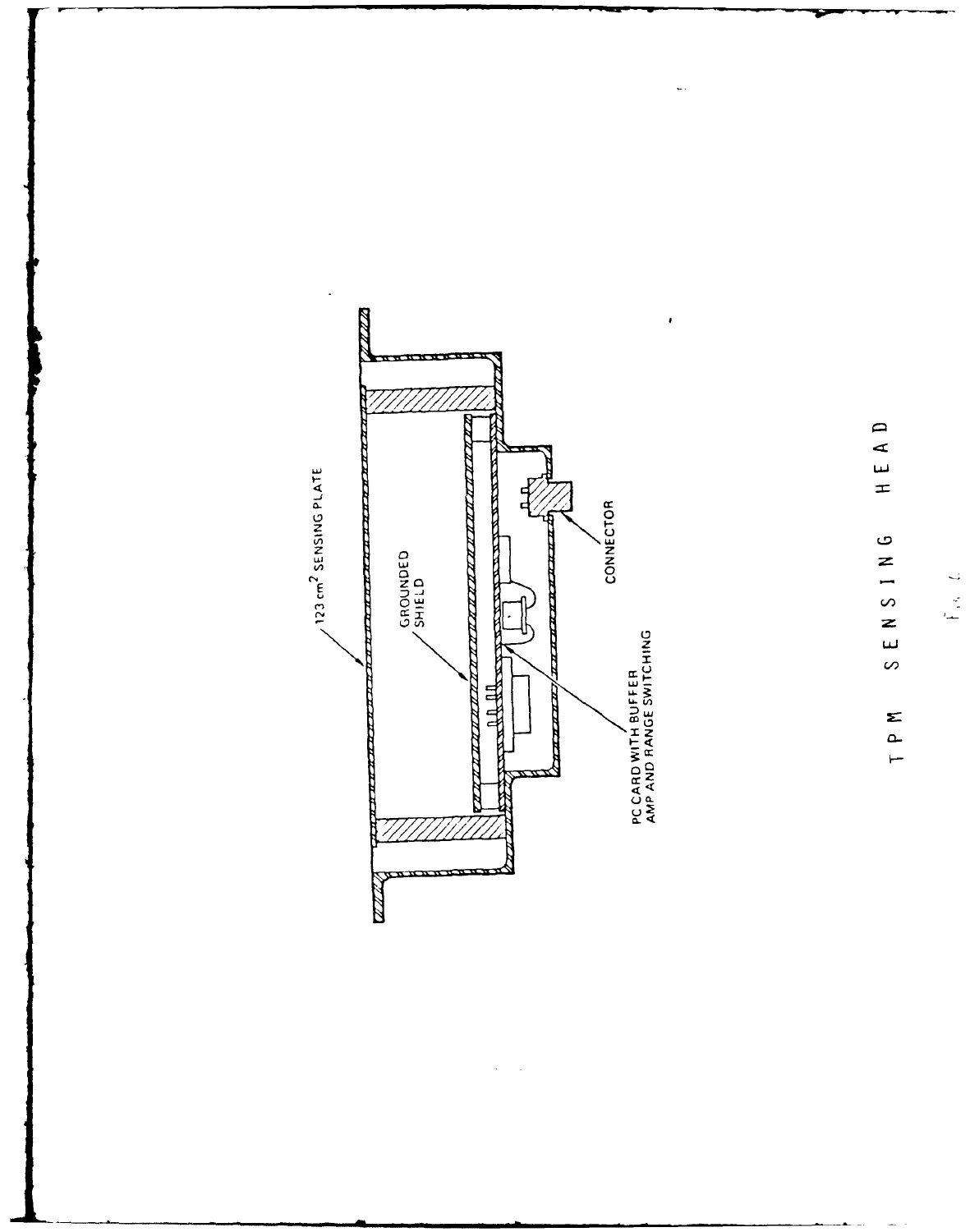123 cm$^2$ SENSING PLATE

GROUNDED SHIELD

CONNECTOR

PC CARD WITH BUFFER AMP AND RANGE SWITCHING

T P M   S E N S I N G   H E A D

Fig. 6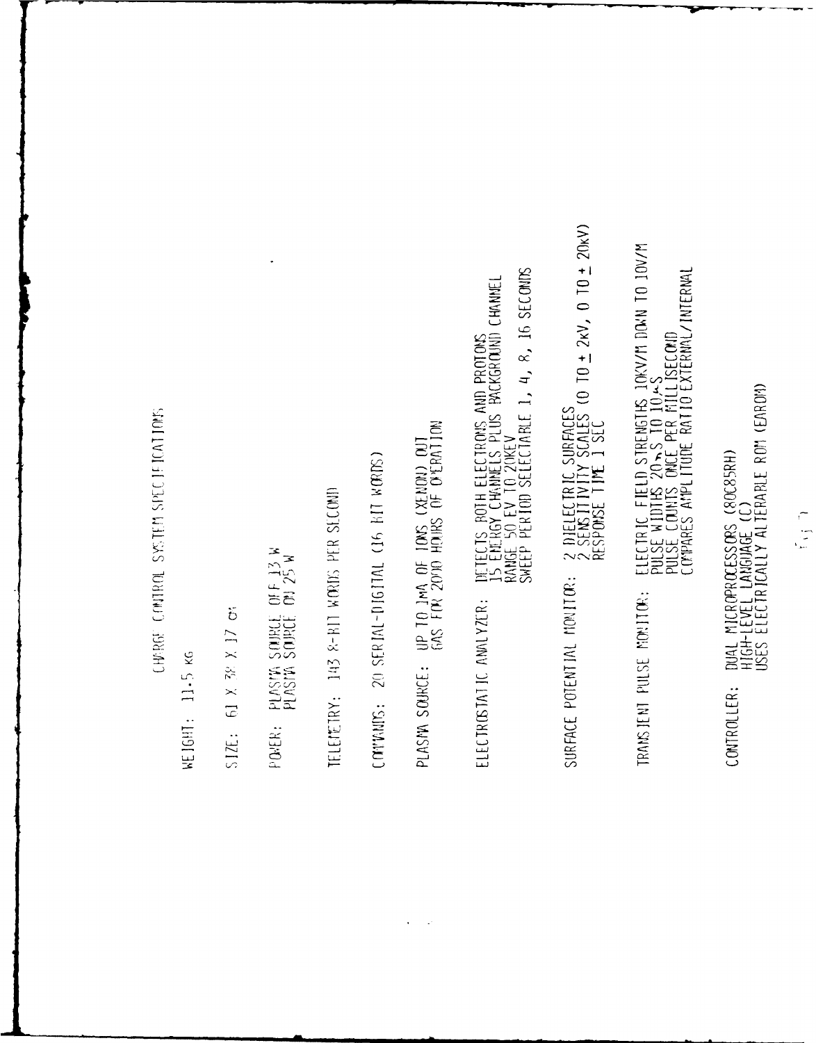# CHARGE CONTROL SYSTEM SPECIFICATIONS

WEIGHT: 11.5 KG

SIZE: 61 X 38 X 17 CM

POWER: PLASMA SOURCE OFF 13 W
PLASMA SOURCE ON 25 W

TELEMETRY: 143 8-BIT WORDS PER SECOND

COMMANDS: 20 SERIAL-DIGITAL (16 BIT WORDS)

PLASMA SOURCE: UP TO 1mA OF IONS (XENON) OUT
GAS FOR 2000 HOURS OF OPERATION

ELECTROSTATIC ANALYZER: DETECTS BOTH ELECTRONS AND PROTONS
15 ENERGY CHANNELS PLUS BACKGROUND CHANNEL
RANGE 50 EV TO 20KEV
SWEEP PERIOD SELECTABLE 1, 4, 8, 16 SECONDS

SURFACE POTENTIAL MONITOR: 2 DIELECTRIC SURFACES
2 SENSITIVITY SCALES (0 TO $\pm$ 2kV, 0 TO $\pm$ 20kV)
RESPONSE TIME 1 SEC

TRANSIENT PULSE MONITOR: ELECTRIC FIELD STRENGTHS 10KV/M DOWN TO 10V/M
PULSE WIDTHS 20nS TO 10$\mu$S
PULSE COUNTS ONCE PER MILLISECOND
COMPARES AMPLITUDE RATIO EXTERNAL/INTERNAL

CONTROLLER: DUAL MICROPROCESSORS (80C85RH)
HIGH-LEVEL LANGUAGE (C)
USES ELECTRICALLY ALTERABLE ROM (EAROM)